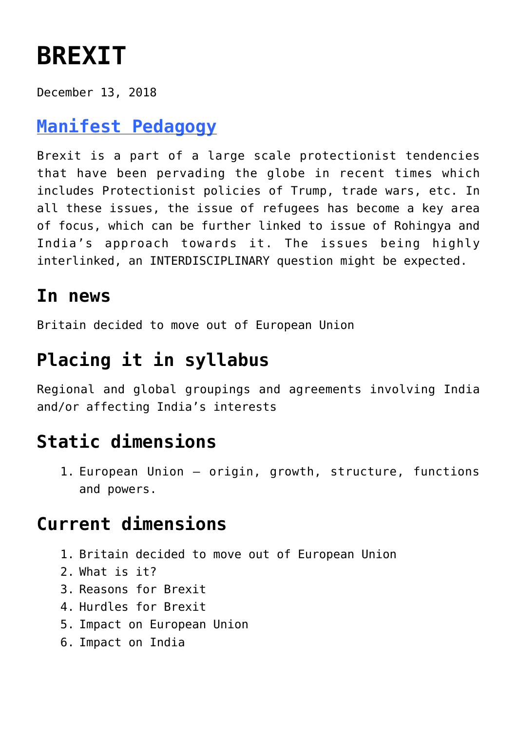# BREXIT

December 13, 2018

## [Manifest Pedagogy]

Brexit is a part of a large scale protectionist tendencies that have been pervading the globe in recent times which includes Protectionist policies of Trump, trade wars, etc. In all these issues, the issue of refugees has become a key area of focus, which can be further linked to issue of Rohingya and India's approach towards it. The issues being highly interlinked, an INTERDISCIPLINARY question might be expected.

## In news

Britain decided to move out of European Union

## Placing it in syllabus

Regional and global groupings and agreements involving India and/or affecting India's interests

## Static dimensions

1. European Union – origin, growth, structure, functions and powers.

## Current dimensions

1. Britain decided to move out of European Union
2. What is it?
3. Reasons for Brexit
4. Hurdles for Brexit
5. Impact on European Union
6. Impact on India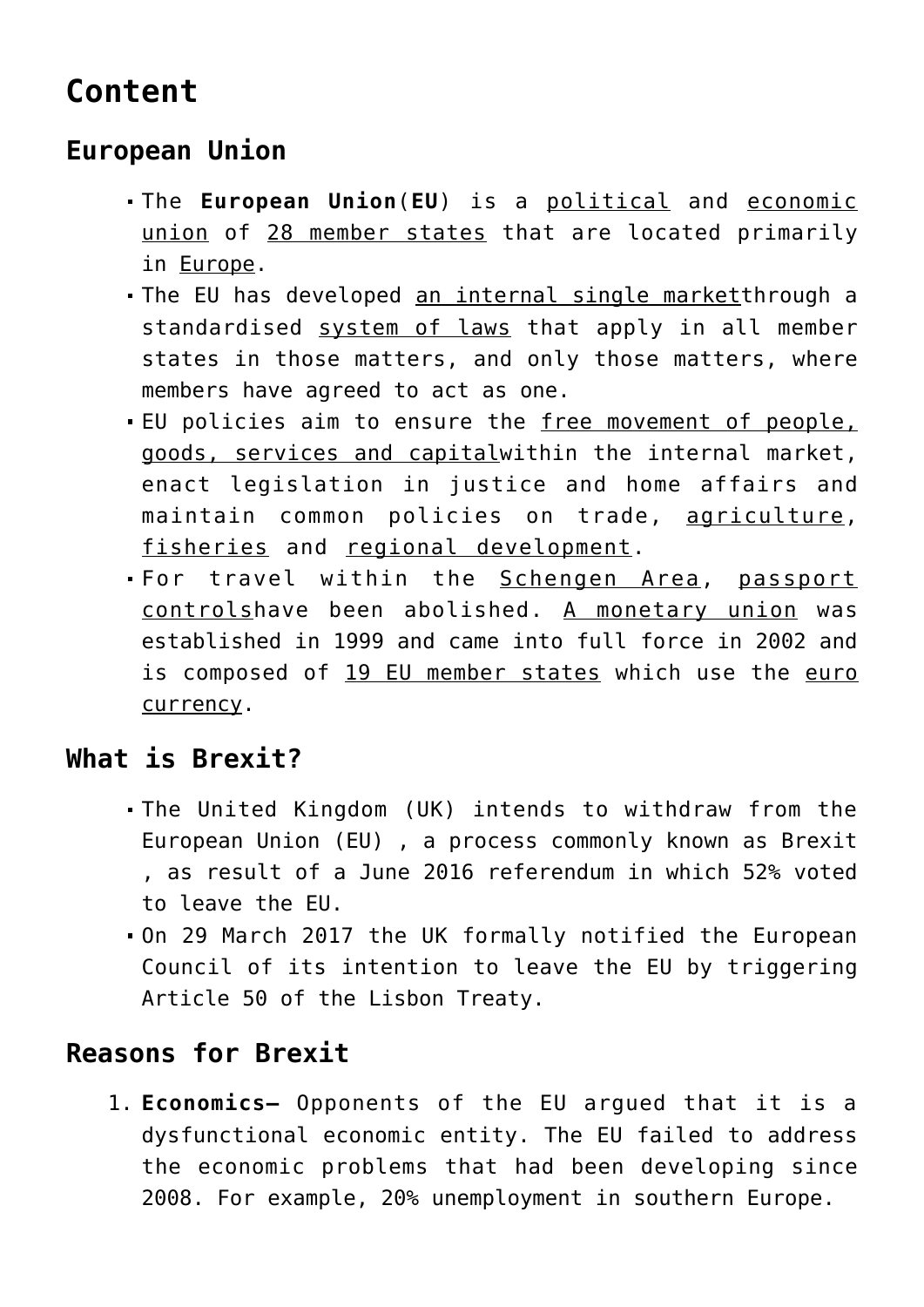# Content

## European Union

- The **European Union**(**EU**) is a political and economic union of 28 member states that are located primarily in Europe.
- The EU has developed an internal single marketthrough a standardised system of laws that apply in all member states in those matters, and only those matters, where members have agreed to act as one.
- EU policies aim to ensure the free movement of people, goods, services and capitalwithin the internal market, enact legislation in justice and home affairs and maintain common policies on trade, agriculture, fisheries and regional development.
- For travel within the Schengen Area, passport controlshave been abolished. A monetary union was established in 1999 and came into full force in 2002 and is composed of 19 EU member states which use the euro currency.

## What is Brexit?

- The United Kingdom (UK) intends to withdraw from the European Union (EU) , a process commonly known as Brexit , as result of a June 2016 referendum in which 52% voted to leave the EU.
- On 29 March 2017 the UK formally notified the European Council of its intention to leave the EU by triggering Article 50 of the Lisbon Treaty.

## Reasons for Brexit

1. **Economics–** Opponents of the EU argued that it is a dysfunctional economic entity. The EU failed to address the economic problems that had been developing since 2008. For example, 20% unemployment in southern Europe.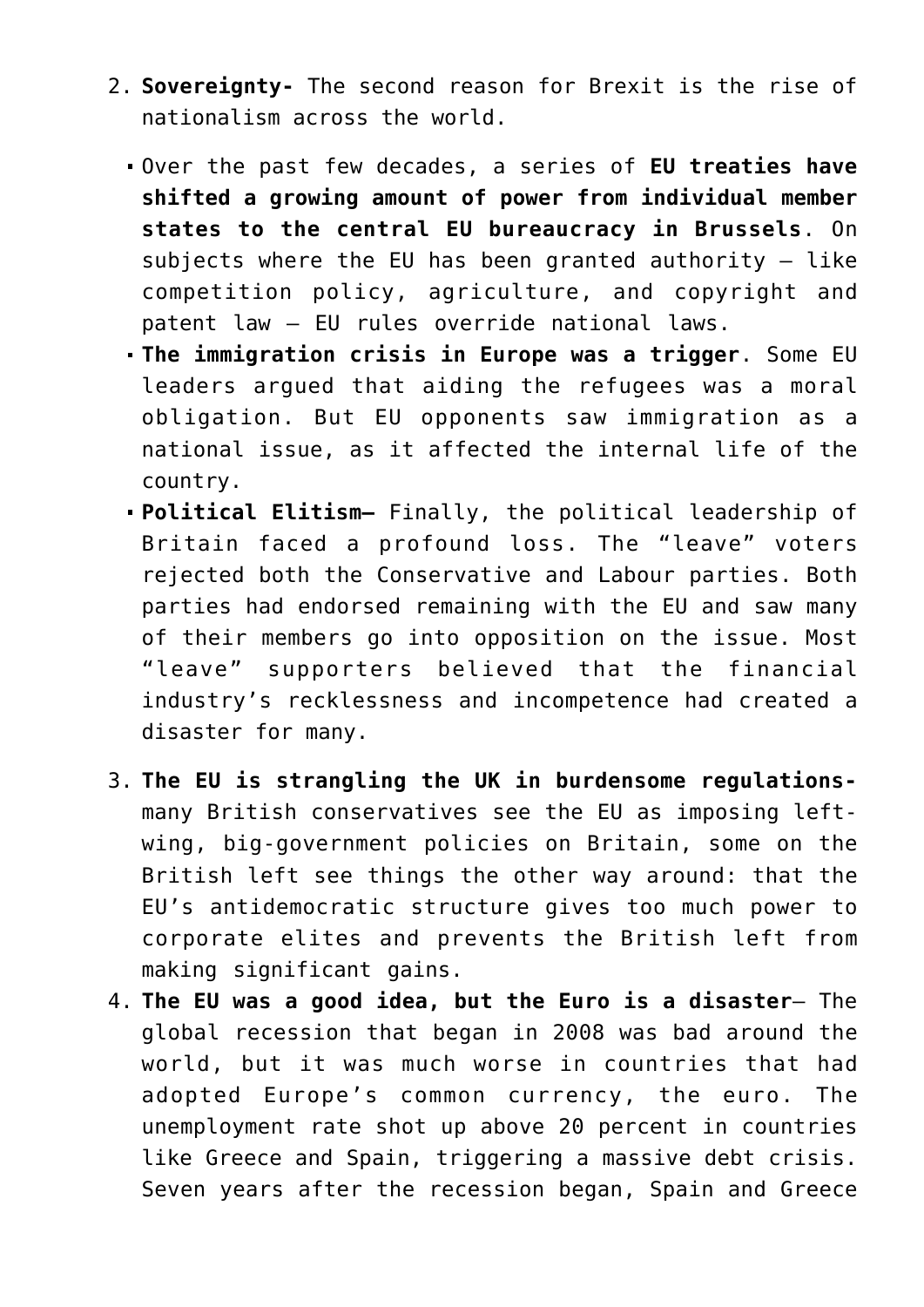2. **Sovereignty-** The second reason for Brexit is the rise of nationalism across the world.
    - Over the past few decades, a series of **EU treaties have shifted a growing amount of power from individual member states to the central EU bureaucracy in Brussels**. On subjects where the EU has been granted authority — like competition policy, agriculture, and copyright and patent law — EU rules override national laws.
    - **The immigration crisis in Europe was a trigger**. Some EU leaders argued that aiding the refugees was a moral obligation. But EU opponents saw immigration as a national issue, as it affected the internal life of the country.
    - **Political Elitism–** Finally, the political leadership of Britain faced a profound loss. The "leave" voters rejected both the Conservative and Labour parties. Both parties had endorsed remaining with the EU and saw many of their members go into opposition on the issue. Most "leave" supporters believed that the financial industry's recklessness and incompetence had created a disaster for many.

3. **The EU is strangling the UK in burdensome regulations-** many British conservatives see the EU as imposing left-wing, big-government policies on Britain, some on the British left see things the other way around: that the EU's antidemocratic structure gives too much power to corporate elites and prevents the British left from making significant gains.
4. **The EU was a good idea, but the Euro is a disaster**– The global recession that began in 2008 was bad around the world, but it was much worse in countries that had adopted Europe's common currency, the euro. The unemployment rate shot up above 20 percent in countries like Greece and Spain, triggering a massive debt crisis. Seven years after the recession began, Spain and Greece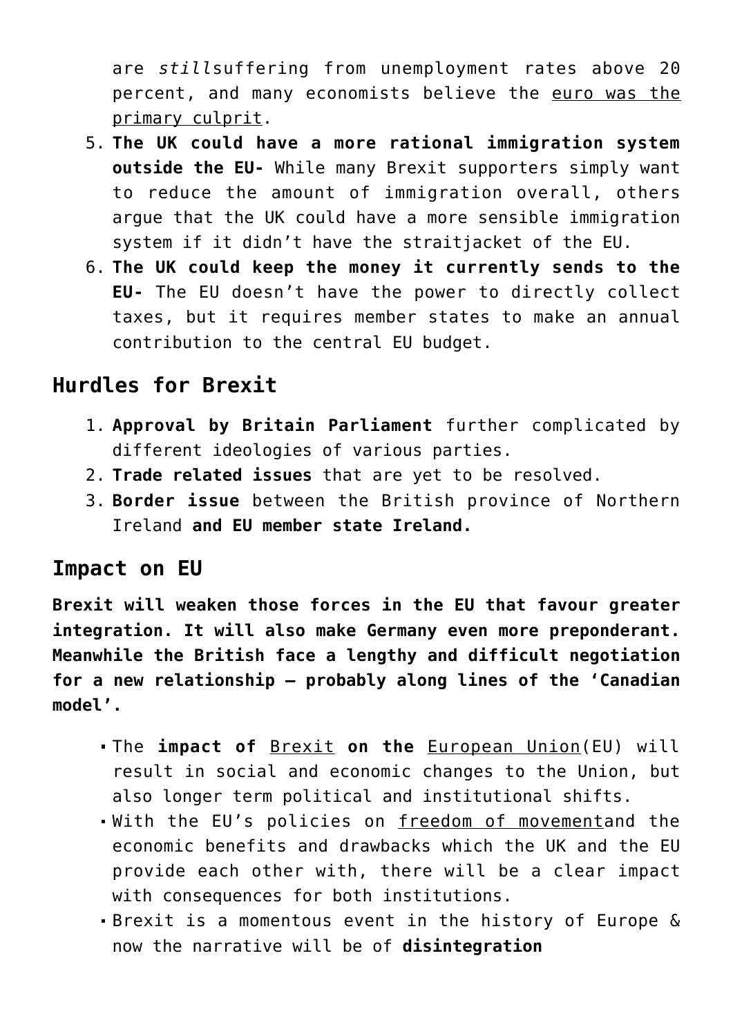are *still*suffering from unemployment rates above 20 percent, and many economists believe the euro was the primary culprit.

5. **The UK could have a more rational immigration system outside the EU-** While many Brexit supporters simply want to reduce the amount of immigration overall, others argue that the UK could have a more sensible immigration system if it didn't have the straitjacket of the EU.
6. **The UK could keep the money it currently sends to the EU-** The EU doesn't have the power to directly collect taxes, but it requires member states to make an annual contribution to the central EU budget.

## Hurdles for Brexit

1. **Approval by Britain Parliament** further complicated by different ideologies of various parties.
2. **Trade related issues** that are yet to be resolved.
3. **Border issue** between the British province of Northern Ireland **and EU member state Ireland.**

## Impact on EU

**Brexit will weaken those forces in the EU that favour greater integration. It will also make Germany even more preponderant. Meanwhile the British face a lengthy and difficult negotiation for a new relationship – probably along lines of the 'Canadian model'.**

- The **impact of** Brexit **on the** European Union(EU) will result in social and economic changes to the Union, but also longer term political and institutional shifts.
- With the EU's policies on freedom of movementand the economic benefits and drawbacks which the UK and the EU provide each other with, there will be a clear impact with consequences for both institutions.
- Brexit is a momentous event in the history of Europe & now the narrative will be of **disintegration**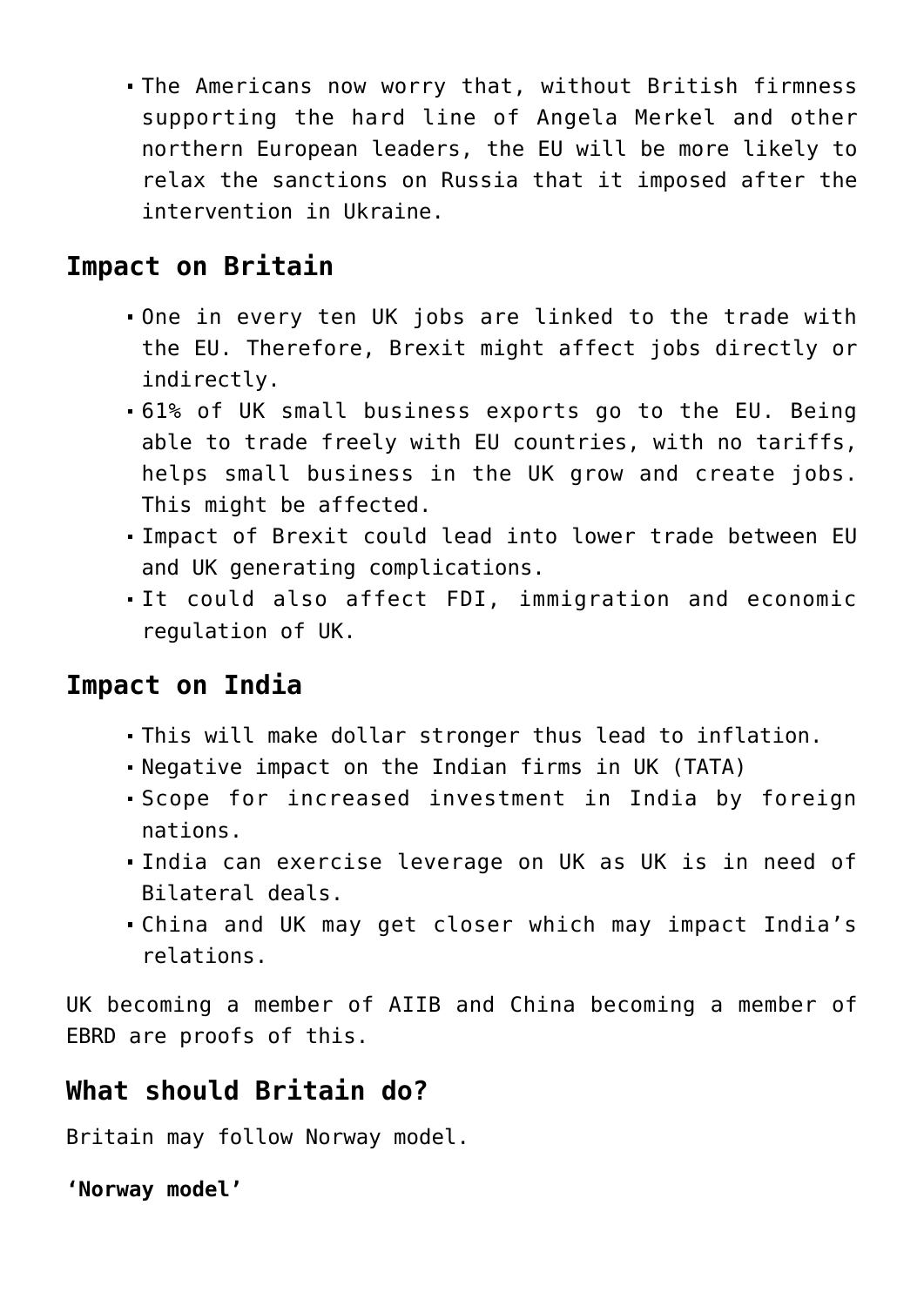- The Americans now worry that, without British firmness supporting the hard line of Angela Merkel and other northern European leaders, the EU will be more likely to relax the sanctions on Russia that it imposed after the intervention in Ukraine.

## Impact on Britain

- One in every ten UK jobs are linked to the trade with the EU. Therefore, Brexit might affect jobs directly or indirectly.
- 61% of UK small business exports go to the EU. Being able to trade freely with EU countries, with no tariffs, helps small business in the UK grow and create jobs. This might be affected.
- Impact of Brexit could lead into lower trade between EU and UK generating complications.
- It could also affect FDI, immigration and economic regulation of UK.

## Impact on India

- This will make dollar stronger thus lead to inflation.
- Negative impact on the Indian firms in UK (TATA)
- Scope for increased investment in India by foreign nations.
- India can exercise leverage on UK as UK is in need of Bilateral deals.
- China and UK may get closer which may impact India's relations.

UK becoming a member of AIIB and China becoming a member of EBRD are proofs of this.

## What should Britain do?

Britain may follow Norway model.

**'Norway model'**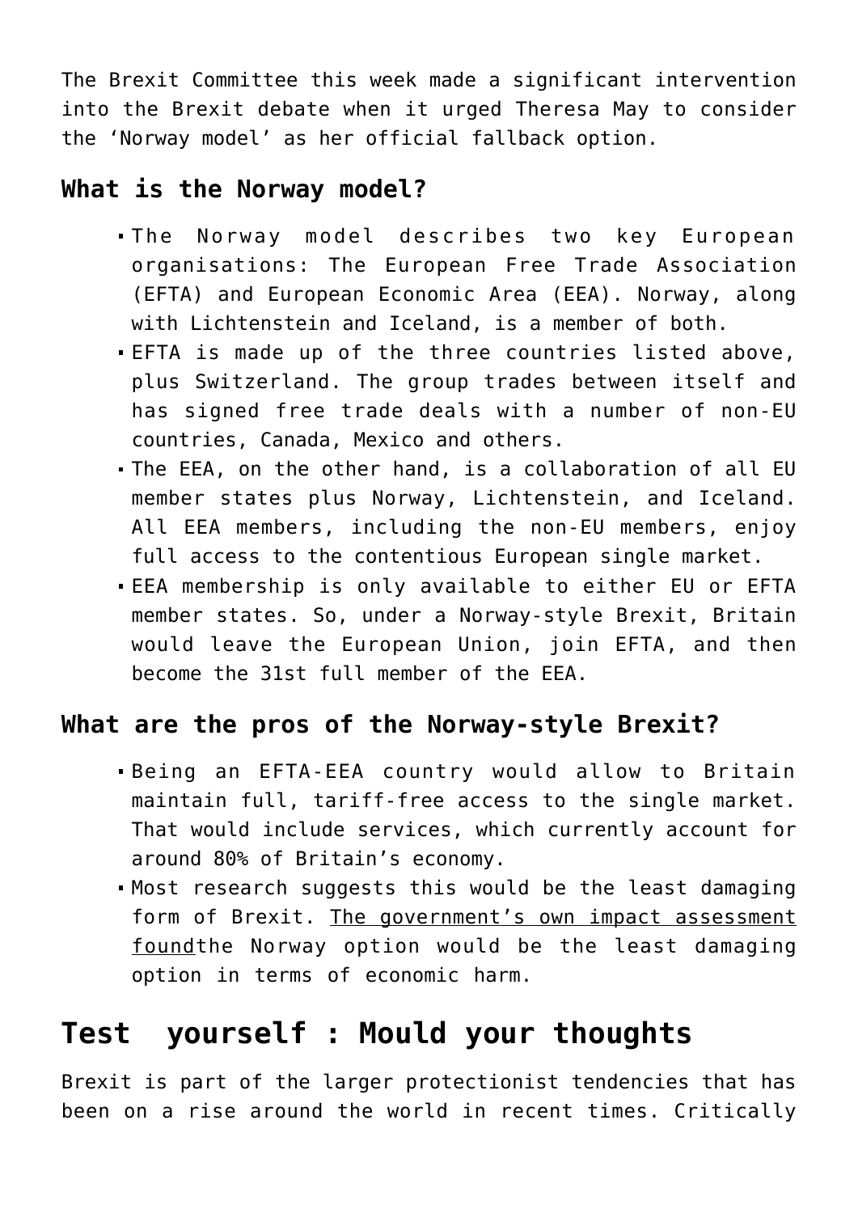The Brexit Committee this week made a significant intervention into the Brexit debate when it urged Theresa May to consider the 'Norway model' as her official fallback option.

### What is the Norway model?

- The Norway model describes two key European organisations: The European Free Trade Association (EFTA) and European Economic Area (EEA). Norway, along with Lichtenstein and Iceland, is a member of both.
- EFTA is made up of the three countries listed above, plus Switzerland. The group trades between itself and has signed free trade deals with a number of non-EU countries, Canada, Mexico and others.
- The EEA, on the other hand, is a collaboration of all EU member states plus Norway, Lichtenstein, and Iceland. All EEA members, including the non-EU members, enjoy full access to the contentious European single market.
- EEA membership is only available to either EU or EFTA member states. So, under a Norway-style Brexit, Britain would leave the European Union, join EFTA, and then become the 31st full member of the EEA.

### What are the pros of the Norway-style Brexit?

- Being an EFTA-EEA country would allow to Britain maintain full, tariff-free access to the single market. That would include services, which currently account for around 80% of Britain's economy.
- Most research suggests this would be the least damaging form of Brexit. The government's own impact assessment foundthe Norway option would be the least damaging option in terms of economic harm.

## Test yourself : Mould your thoughts

Brexit is part of the larger protectionist tendencies that has been on a rise around the world in recent times. Critically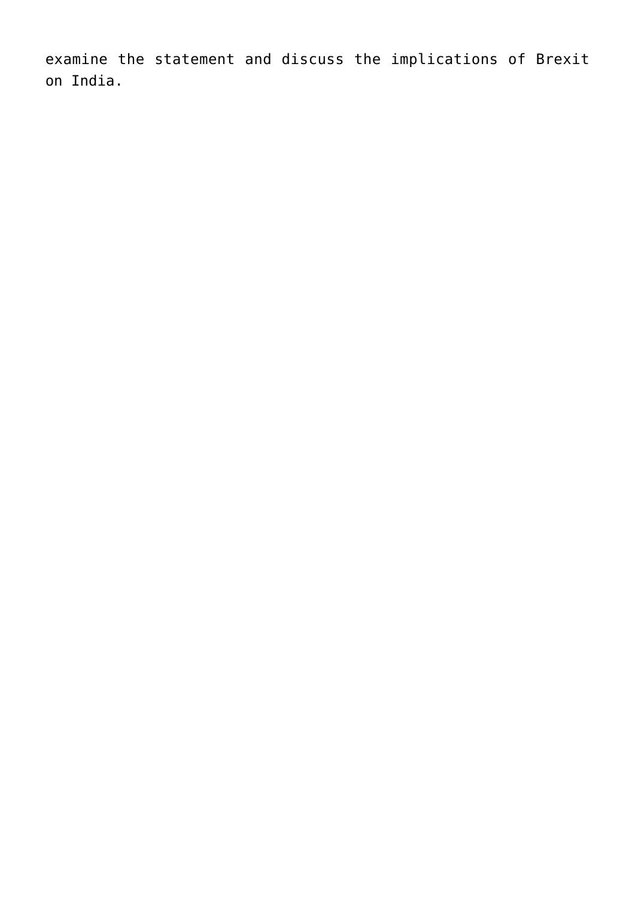examine the statement and discuss the implications of Brexit on India.